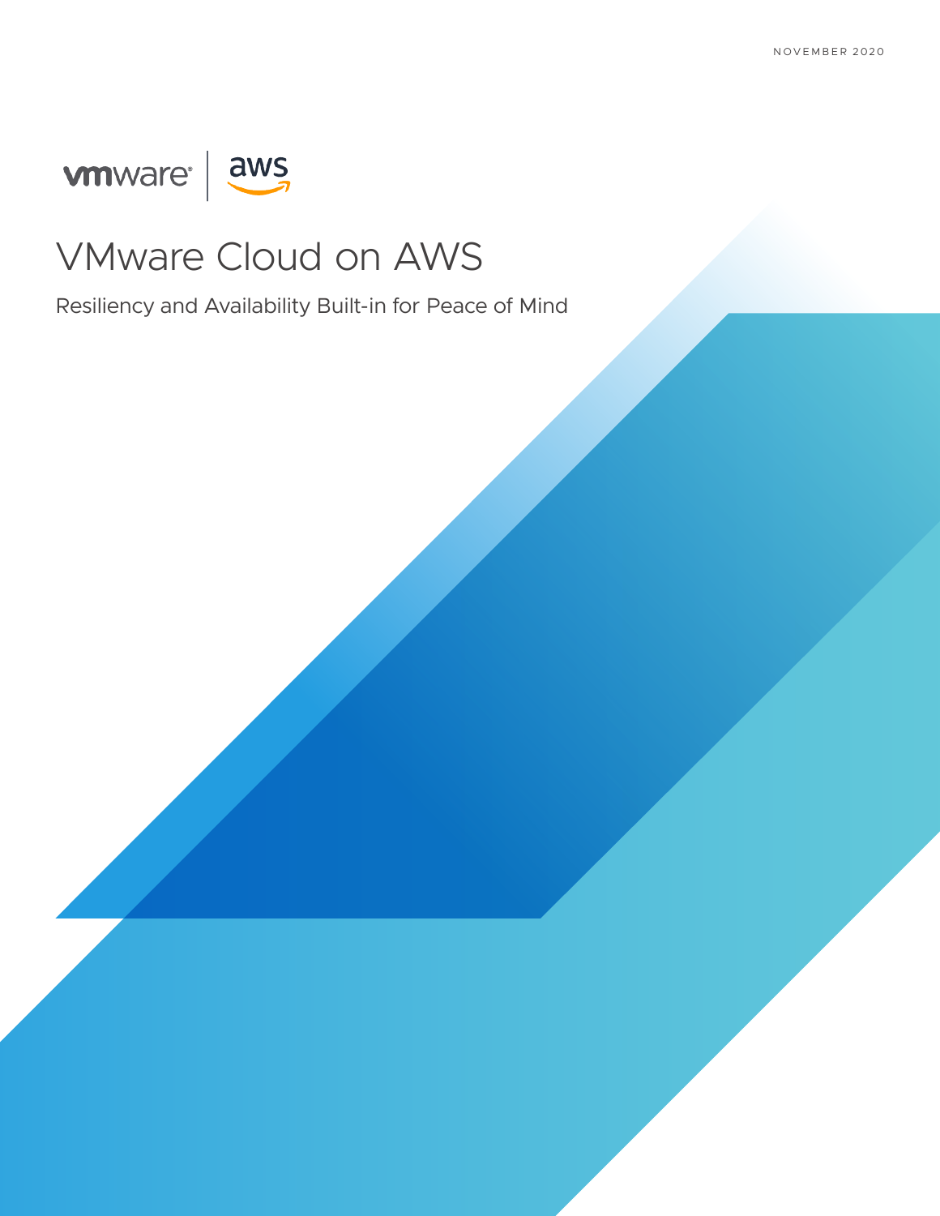NOVEMBER 2020

vmware | aws

# VMware Cloud on AWS

Resiliency and Availability Built-in for Peace of Mind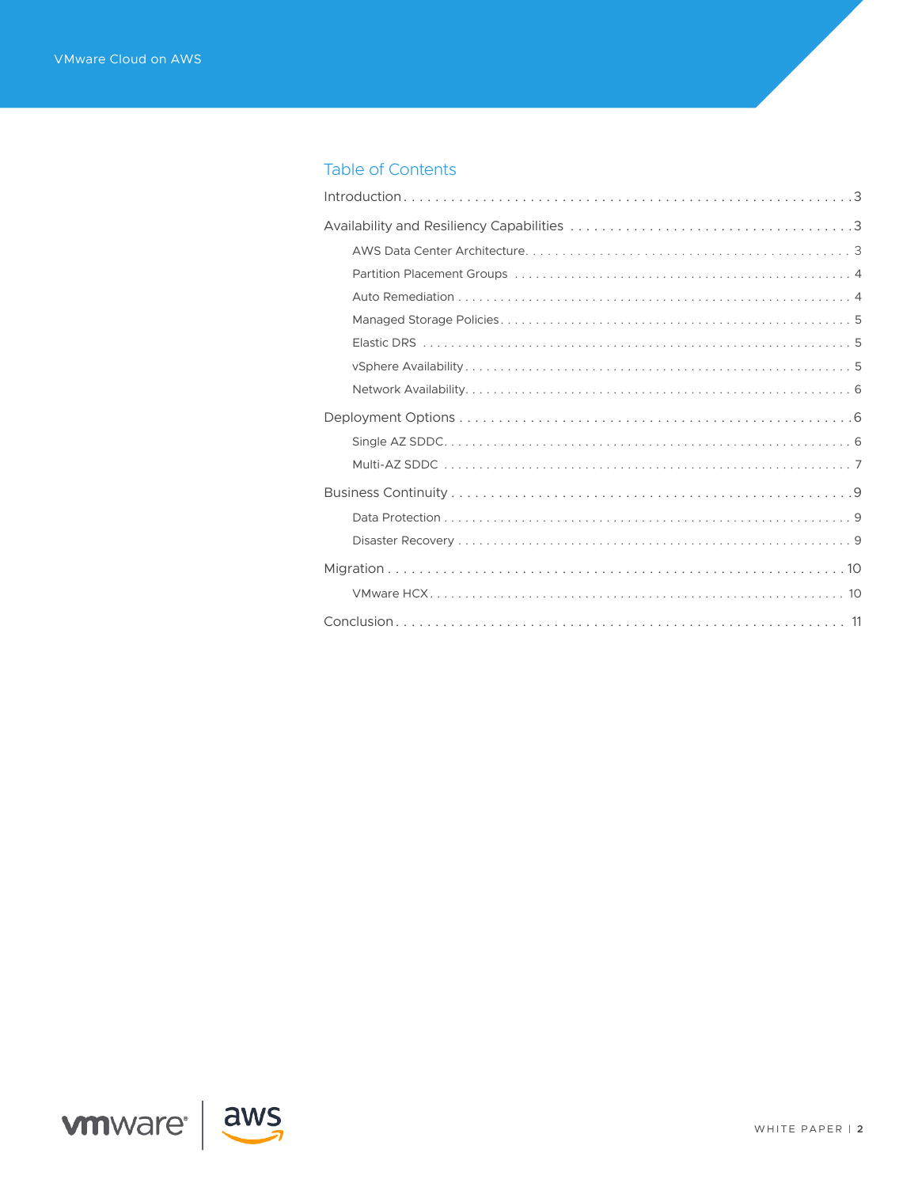## Table of Contents

- Introduction ... 3
- Availability and Resiliency Capabilities ... 3
  - AWS Data Center Architecture ... 3
  - Partition Placement Groups ... 4
  - Auto Remediation ... 4
  - Managed Storage Policies ... 5
  - Elastic DRS ... 5
  - vSphere Availability ... 5
  - Network Availability ... 6
- Deployment Options ... 6
  - Single AZ SDDC ... 6
  - Multi-AZ SDDC ... 7
- Business Continuity ... 9
  - Data Protection ... 9
  - Disaster Recovery ... 9
- Migration ... 10
  - VMware HCX ... 10
- Conclusion ... 11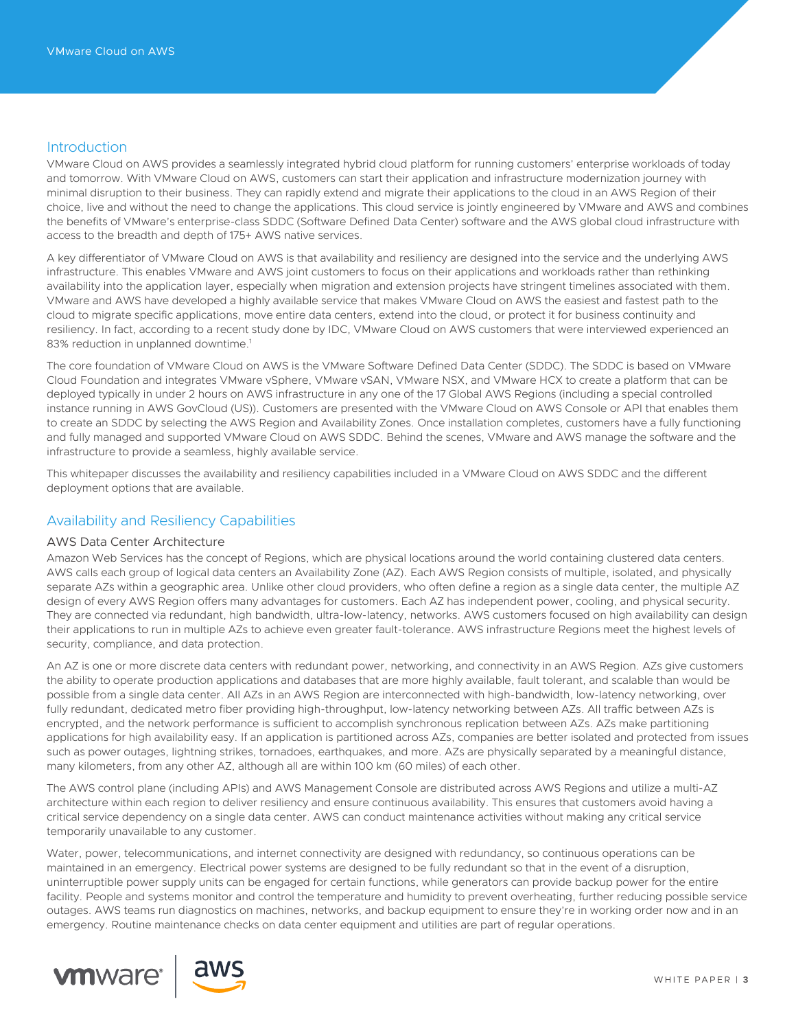## Introduction

VMware Cloud on AWS provides a seamlessly integrated hybrid cloud platform for running customers' enterprise workloads of today and tomorrow. With VMware Cloud on AWS, customers can start their application and infrastructure modernization journey with minimal disruption to their business. They can rapidly extend and migrate their applications to the cloud in an AWS Region of their choice, live and without the need to change the applications. This cloud service is jointly engineered by VMware and AWS and combines the benefits of VMware's enterprise-class SDDC (Software Defined Data Center) software and the AWS global cloud infrastructure with access to the breadth and depth of 175+ AWS native services.

A key differentiator of VMware Cloud on AWS is that availability and resiliency are designed into the service and the underlying AWS infrastructure. This enables VMware and AWS joint customers to focus on their applications and workloads rather than rethinking availability into the application layer, especially when migration and extension projects have stringent timelines associated with them. VMware and AWS have developed a highly available service that makes VMware Cloud on AWS the easiest and fastest path to the cloud to migrate specific applications, move entire data centers, extend into the cloud, or protect it for business continuity and resiliency. In fact, according to a recent study done by IDC, VMware Cloud on AWS customers that were interviewed experienced an 83% reduction in unplanned downtime.[1]

The core foundation of VMware Cloud on AWS is the VMware Software Defined Data Center (SDDC). The SDDC is based on VMware Cloud Foundation and integrates VMware vSphere, VMware vSAN, VMware NSX, and VMware HCX to create a platform that can be deployed typically in under 2 hours on AWS infrastructure in any one of the 17 Global AWS Regions (including a special controlled instance running in AWS GovCloud (US)). Customers are presented with the VMware Cloud on AWS Console or API that enables them to create an SDDC by selecting the AWS Region and Availability Zones. Once installation completes, customers have a fully functioning and fully managed and supported VMware Cloud on AWS SDDC. Behind the scenes, VMware and AWS manage the software and the infrastructure to provide a seamless, highly available service.

This whitepaper discusses the availability and resiliency capabilities included in a VMware Cloud on AWS SDDC and the different deployment options that are available.

## Availability and Resiliency Capabilities

### AWS Data Center Architecture

Amazon Web Services has the concept of Regions, which are physical locations around the world containing clustered data centers. AWS calls each group of logical data centers an Availability Zone (AZ). Each AWS Region consists of multiple, isolated, and physically separate AZs within a geographic area. Unlike other cloud providers, who often define a region as a single data center, the multiple AZ design of every AWS Region offers many advantages for customers. Each AZ has independent power, cooling, and physical security. They are connected via redundant, high bandwidth, ultra-low-latency, networks. AWS customers focused on high availability can design their applications to run in multiple AZs to achieve even greater fault-tolerance. AWS infrastructure Regions meet the highest levels of security, compliance, and data protection.

An AZ is one or more discrete data centers with redundant power, networking, and connectivity in an AWS Region. AZs give customers the ability to operate production applications and databases that are more highly available, fault tolerant, and scalable than would be possible from a single data center. All AZs in an AWS Region are interconnected with high-bandwidth, low-latency networking, over fully redundant, dedicated metro fiber providing high-throughput, low-latency networking between AZs. All traffic between AZs is encrypted, and the network performance is sufficient to accomplish synchronous replication between AZs. AZs make partitioning applications for high availability easy. If an application is partitioned across AZs, companies are better isolated and protected from issues such as power outages, lightning strikes, tornadoes, earthquakes, and more. AZs are physically separated by a meaningful distance, many kilometers, from any other AZ, although all are within 100 km (60 miles) of each other.

The AWS control plane (including APIs) and AWS Management Console are distributed across AWS Regions and utilize a multi-AZ architecture within each region to deliver resiliency and ensure continuous availability. This ensures that customers avoid having a critical service dependency on a single data center. AWS can conduct maintenance activities without making any critical service temporarily unavailable to any customer.

Water, power, telecommunications, and internet connectivity are designed with redundancy, so continuous operations can be maintained in an emergency. Electrical power systems are designed to be fully redundant so that in the event of a disruption, uninterruptible power supply units can be engaged for certain functions, while generators can provide backup power for the entire facility. People and systems monitor and control the temperature and humidity to prevent overheating, further reducing possible service outages. AWS teams run diagnostics on machines, networks, and backup equipment to ensure they're in working order now and in an emergency. Routine maintenance checks on data center equipment and utilities are part of regular operations.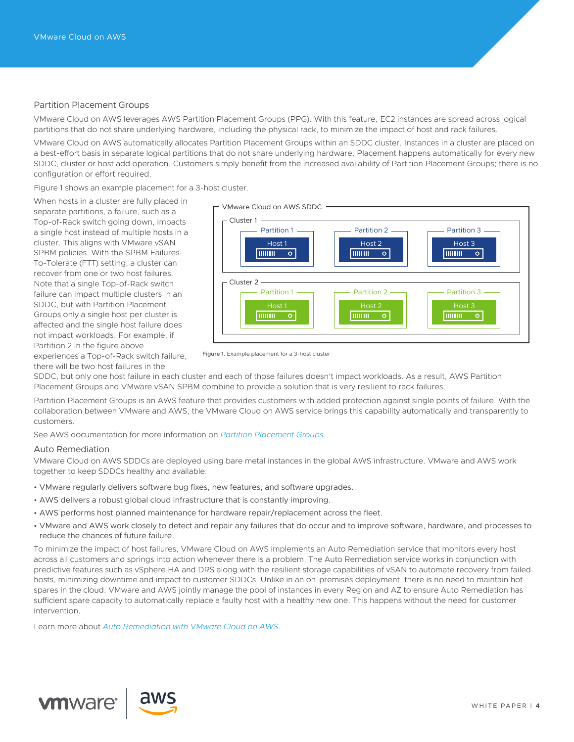## Partition Placement Groups

VMware Cloud on AWS leverages AWS Partition Placement Groups (PPG). With this feature, EC2 instances are spread across logical partitions that do not share underlying hardware, including the physical rack, to minimize the impact of host and rack failures.

VMware Cloud on AWS automatically allocates Partition Placement Groups within an SDDC cluster. Instances in a cluster are placed on a best-effort basis in separate logical partitions that do not share underlying hardware. Placement happens automatically for every new SDDC, cluster or host add operation. Customers simply benefit from the increased availability of Partition Placement Groups; there is no configuration or effort required.

Figure 1 shows an example placement for a 3-host cluster.

When hosts in a cluster are fully placed in separate partitions, a failure, such as a Top-of-Rack switch going down, impacts a single host instead of multiple hosts in a cluster. This aligns with VMware vSAN SPBM policies. With the SPBM Failures-To-Tolerate (FTT) setting, a cluster can recover from one or two host failures. Note that a single Top-of-Rack switch failure can impact multiple clusters in an SDDC, but with Partition Placement Groups only a single host per cluster is affected and the single host failure does not impact workloads. For example, if Partition 2 in the figure above experiences a Top-of-Rack switch failure, there will be two host failures in the SDDC, but only one host failure in each cluster and each of those failures doesn't impact workloads. As a result, AWS Partition Placement Groups and VMware vSAN SPBM combine to provide a solution that is very resilient to rack failures.

VMware Cloud on AWS SDDC

Cluster 1: Partition 1 – Host 1; Partition 2 – Host 2; Partition 3 – Host 3

Cluster 2: Partition 1 – Host 1; Partition 2 – Host 2; Partition 3 – Host 3

**Figure 1.** Example placement for a 3-host cluster

Partition Placement Groups is an AWS feature that provides customers with added protection against single points of failure. With the collaboration between VMware and AWS, the VMware Cloud on AWS service brings this capability automatically and transparently to customers.

See AWS documentation for more information on *Partition Placement Groups*.

## Auto Remediation

VMware Cloud on AWS SDDCs are deployed using bare metal instances in the global AWS infrastructure. VMware and AWS work together to keep SDDCs healthy and available:

- VMware regularly delivers software bug fixes, new features, and software upgrades.
- AWS delivers a robust global cloud infrastructure that is constantly improving.
- AWS performs host planned maintenance for hardware repair/replacement across the fleet.
- VMware and AWS work closely to detect and repair any failures that do occur and to improve software, hardware, and processes to reduce the chances of future failure.

To minimize the impact of host failures, VMware Cloud on AWS implements an Auto Remediation service that monitors every host across all customers and springs into action whenever there is a problem. The Auto Remediation service works in conjunction with predictive features such as vSphere HA and DRS along with the resilient storage capabilities of vSAN to automate recovery from failed hosts, minimizing downtime and impact to customer SDDCs. Unlike in an on-premises deployment, there is no need to maintain hot spares in the cloud. VMware and AWS jointly manage the pool of instances in every Region and AZ to ensure Auto Remediation has sufficient spare capacity to automatically replace a faulty host with a healthy new one. This happens without the need for customer intervention.

Learn more about *Auto Remediation with VMware Cloud on AWS*.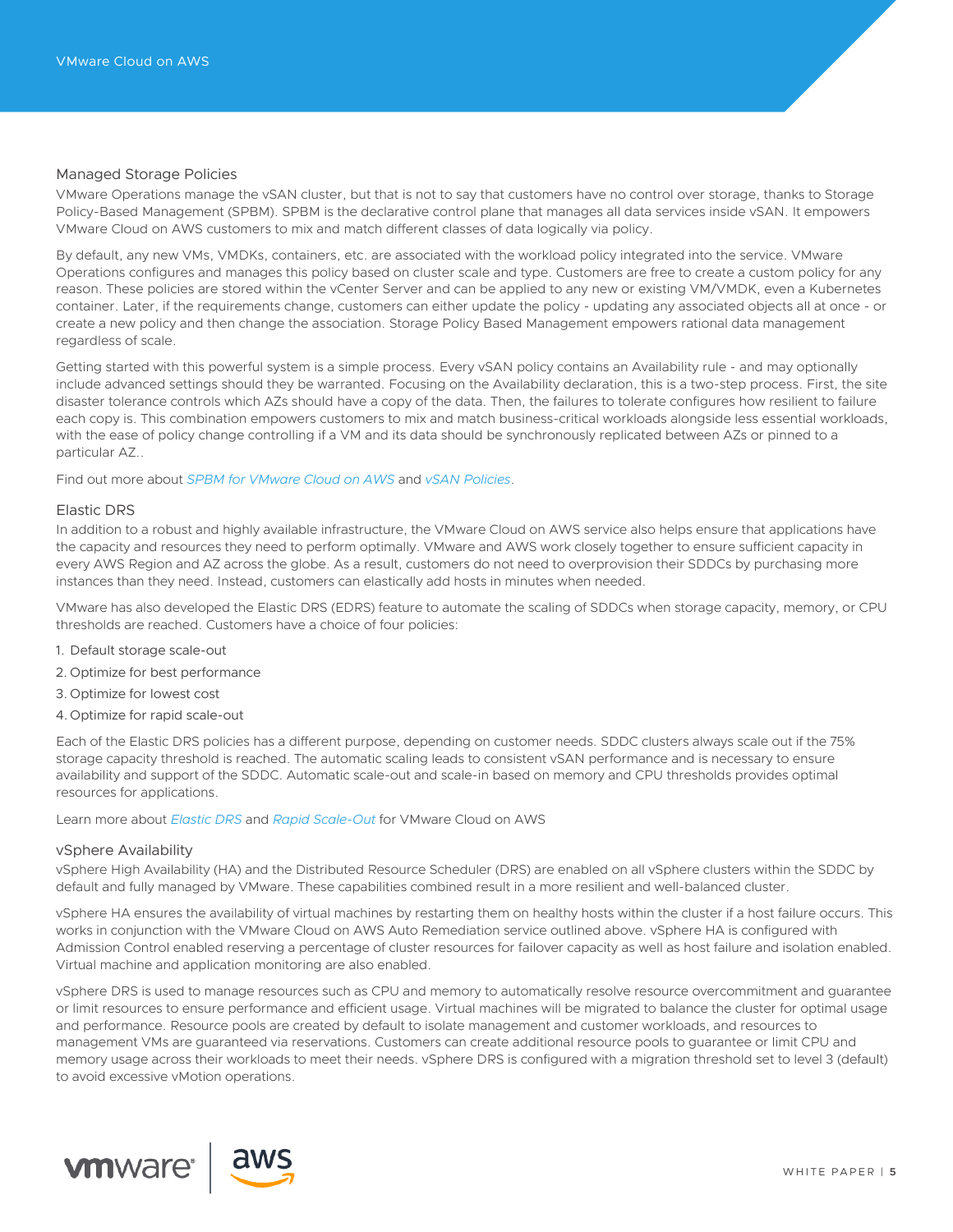### Managed Storage Policies

VMware Operations manage the vSAN cluster, but that is not to say that customers have no control over storage, thanks to Storage Policy-Based Management (SPBM). SPBM is the declarative control plane that manages all data services inside vSAN. It empowers VMware Cloud on AWS customers to mix and match different classes of data logically via policy.

By default, any new VMs, VMDKs, containers, etc. are associated with the workload policy integrated into the service. VMware Operations configures and manages this policy based on cluster scale and type. Customers are free to create a custom policy for any reason. These policies are stored within the vCenter Server and can be applied to any new or existing VM/VMDK, even a Kubernetes container. Later, if the requirements change, customers can either update the policy - updating any associated objects all at once - or create a new policy and then change the association. Storage Policy Based Management empowers rational data management regardless of scale.

Getting started with this powerful system is a simple process. Every vSAN policy contains an Availability rule - and may optionally include advanced settings should they be warranted. Focusing on the Availability declaration, this is a two-step process. First, the site disaster tolerance controls which AZs should have a copy of the data. Then, the failures to tolerate configures how resilient to failure each copy is. This combination empowers customers to mix and match business-critical workloads alongside less essential workloads, with the ease of policy change controlling if a VM and its data should be synchronously replicated between AZs or pinned to a particular AZ..

Find out more about *SPBM for VMware Cloud on AWS* and *vSAN Policies*.

### Elastic DRS

In addition to a robust and highly available infrastructure, the VMware Cloud on AWS service also helps ensure that applications have the capacity and resources they need to perform optimally. VMware and AWS work closely together to ensure sufficient capacity in every AWS Region and AZ across the globe. As a result, customers do not need to overprovision their SDDCs by purchasing more instances than they need. Instead, customers can elastically add hosts in minutes when needed.

VMware has also developed the Elastic DRS (EDRS) feature to automate the scaling of SDDCs when storage capacity, memory, or CPU thresholds are reached. Customers have a choice of four policies:

1. Default storage scale-out
2. Optimize for best performance
3. Optimize for lowest cost
4. Optimize for rapid scale-out

Each of the Elastic DRS policies has a different purpose, depending on customer needs. SDDC clusters always scale out if the 75% storage capacity threshold is reached. The automatic scaling leads to consistent vSAN performance and is necessary to ensure availability and support of the SDDC. Automatic scale-out and scale-in based on memory and CPU thresholds provides optimal resources for applications.

Learn more about *Elastic DRS* and *Rapid Scale-Out* for VMware Cloud on AWS

### vSphere Availability

vSphere High Availability (HA) and the Distributed Resource Scheduler (DRS) are enabled on all vSphere clusters within the SDDC by default and fully managed by VMware. These capabilities combined result in a more resilient and well-balanced cluster.

vSphere HA ensures the availability of virtual machines by restarting them on healthy hosts within the cluster if a host failure occurs. This works in conjunction with the VMware Cloud on AWS Auto Remediation service outlined above. vSphere HA is configured with Admission Control enabled reserving a percentage of cluster resources for failover capacity as well as host failure and isolation enabled. Virtual machine and application monitoring are also enabled.

vSphere DRS is used to manage resources such as CPU and memory to automatically resolve resource overcommitment and guarantee or limit resources to ensure performance and efficient usage. Virtual machines will be migrated to balance the cluster for optimal usage and performance. Resource pools are created by default to isolate management and customer workloads, and resources to management VMs are guaranteed via reservations. Customers can create additional resource pools to guarantee or limit CPU and memory usage across their workloads to meet their needs. vSphere DRS is configured with a migration threshold set to level 3 (default) to avoid excessive vMotion operations.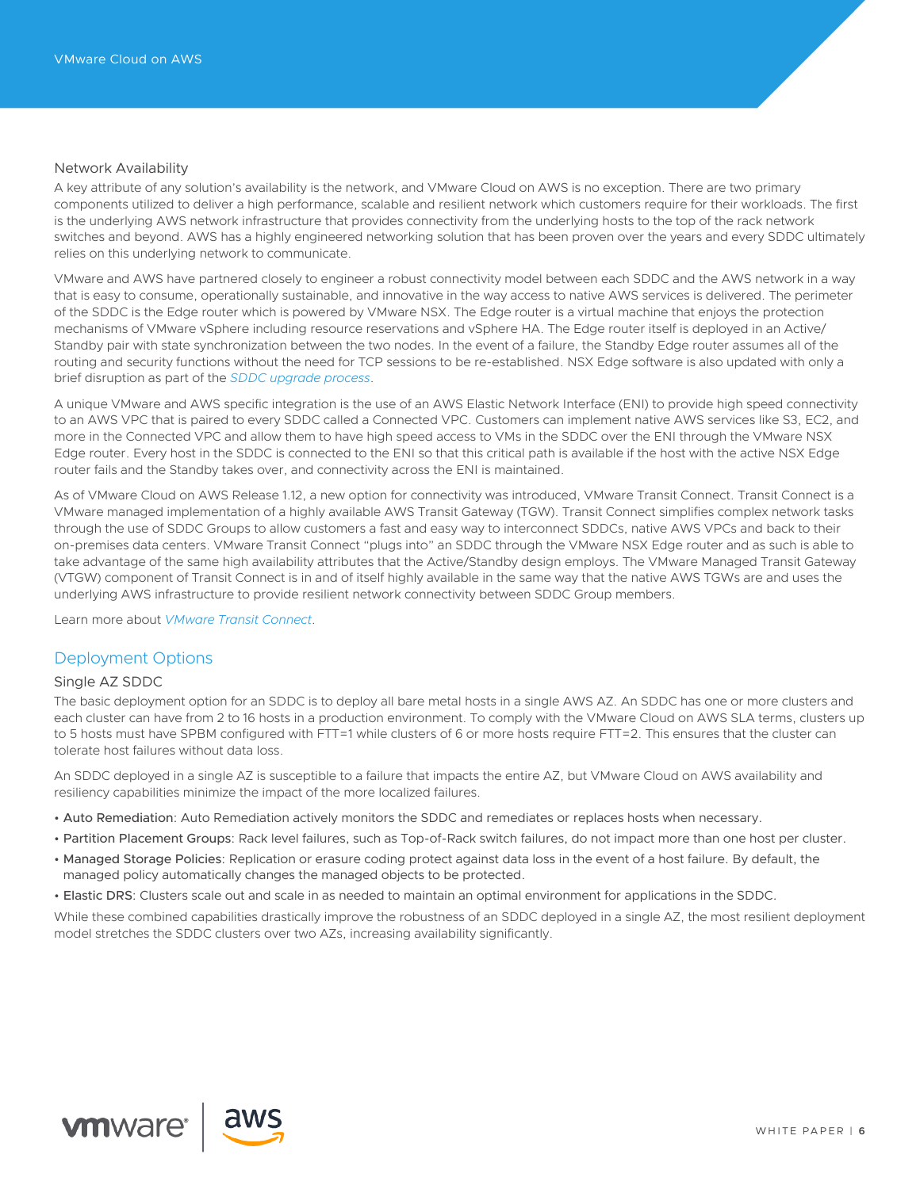### Network Availability

A key attribute of any solution's availability is the network, and VMware Cloud on AWS is no exception. There are two primary components utilized to deliver a high performance, scalable and resilient network which customers require for their workloads. The first is the underlying AWS network infrastructure that provides connectivity from the underlying hosts to the top of the rack network switches and beyond. AWS has a highly engineered networking solution that has been proven over the years and every SDDC ultimately relies on this underlying network to communicate.

VMware and AWS have partnered closely to engineer a robust connectivity model between each SDDC and the AWS network in a way that is easy to consume, operationally sustainable, and innovative in the way access to native AWS services is delivered. The perimeter of the SDDC is the Edge router which is powered by VMware NSX. The Edge router is a virtual machine that enjoys the protection mechanisms of VMware vSphere including resource reservations and vSphere HA. The Edge router itself is deployed in an Active/Standby pair with state synchronization between the two nodes. In the event of a failure, the Standby Edge router assumes all of the routing and security functions without the need for TCP sessions to be re-established. NSX Edge software is also updated with only a brief disruption as part of the *SDDC upgrade process*.

A unique VMware and AWS specific integration is the use of an AWS Elastic Network Interface (ENI) to provide high speed connectivity to an AWS VPC that is paired to every SDDC called a Connected VPC. Customers can implement native AWS services like S3, EC2, and more in the Connected VPC and allow them to have high speed access to VMs in the SDDC over the ENI through the VMware NSX Edge router. Every host in the SDDC is connected to the ENI so that this critical path is available if the host with the active NSX Edge router fails and the Standby takes over, and connectivity across the ENI is maintained.

As of VMware Cloud on AWS Release 1.12, a new option for connectivity was introduced, VMware Transit Connect. Transit Connect is a VMware managed implementation of a highly available AWS Transit Gateway (TGW). Transit Connect simplifies complex network tasks through the use of SDDC Groups to allow customers a fast and easy way to interconnect SDDCs, native AWS VPCs and back to their on-premises data centers. VMware Transit Connect "plugs into" an SDDC through the VMware NSX Edge router and as such is able to take advantage of the same high availability attributes that the Active/Standby design employs. The VMware Managed Transit Gateway (VTGW) component of Transit Connect is in and of itself highly available in the same way that the native AWS TGWs are and uses the underlying AWS infrastructure to provide resilient network connectivity between SDDC Group members.

Learn more about *VMware Transit Connect*.

## Deployment Options

### Single AZ SDDC

The basic deployment option for an SDDC is to deploy all bare metal hosts in a single AWS AZ. An SDDC has one or more clusters and each cluster can have from 2 to 16 hosts in a production environment. To comply with the VMware Cloud on AWS SLA terms, clusters up to 5 hosts must have SPBM configured with FTT=1 while clusters of 6 or more hosts require FTT=2. This ensures that the cluster can tolerate host failures without data loss.

An SDDC deployed in a single AZ is susceptible to a failure that impacts the entire AZ, but VMware Cloud on AWS availability and resiliency capabilities minimize the impact of the more localized failures.

- Auto Remediation: Auto Remediation actively monitors the SDDC and remediates or replaces hosts when necessary.
- Partition Placement Groups: Rack level failures, such as Top-of-Rack switch failures, do not impact more than one host per cluster.
- Managed Storage Policies: Replication or erasure coding protect against data loss in the event of a host failure. By default, the managed policy automatically changes the managed objects to be protected.
- Elastic DRS: Clusters scale out and scale in as needed to maintain an optimal environment for applications in the SDDC.

While these combined capabilities drastically improve the robustness of an SDDC deployed in a single AZ, the most resilient deployment model stretches the SDDC clusters over two AZs, increasing availability significantly.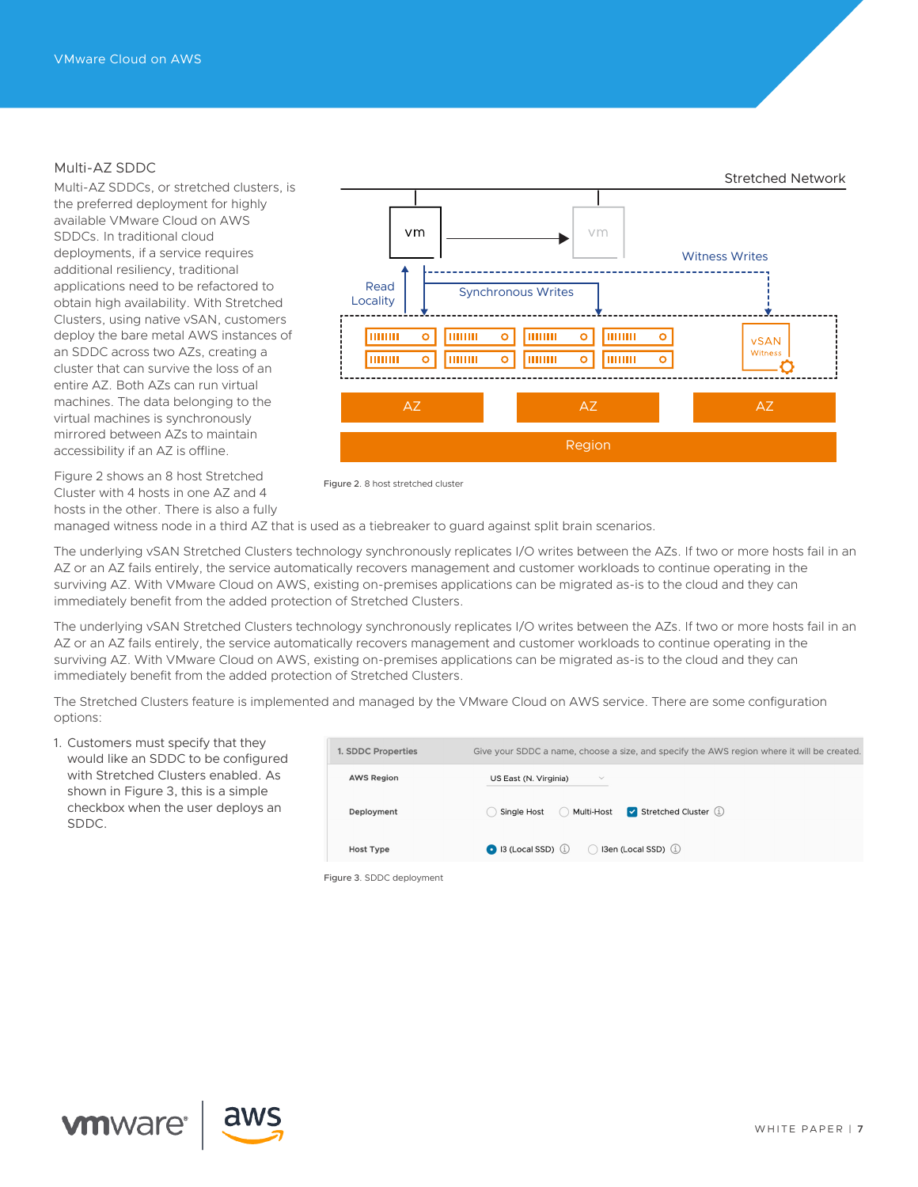## Multi-AZ SDDC

Multi-AZ SDDCs, or stretched clusters, is the preferred deployment for highly available VMware Cloud on AWS SDDCs. In traditional cloud deployments, if a service requires additional resiliency, traditional applications need to be refactored to obtain high availability. With Stretched Clusters, using native vSAN, customers deploy the bare metal AWS instances of an SDDC across two AZs, creating a cluster that can survive the loss of an entire AZ. Both AZs can run virtual machines. The data belonging to the virtual machines is synchronously mirrored between AZs to maintain accessibility if an AZ is offline.

Figure 2. 8 host stretched cluster

Figure 2 shows an 8 host Stretched Cluster with 4 hosts in one AZ and 4 hosts in the other. There is also a fully managed witness node in a third AZ that is used as a tiebreaker to guard against split brain scenarios.

The underlying vSAN Stretched Clusters technology synchronously replicates I/O writes between the AZs. If two or more hosts fail in an AZ or an AZ fails entirely, the service automatically recovers management and customer workloads to continue operating in the surviving AZ. With VMware Cloud on AWS, existing on-premises applications can be migrated as-is to the cloud and they can immediately benefit from the added protection of Stretched Clusters.

The underlying vSAN Stretched Clusters technology synchronously replicates I/O writes between the AZs. If two or more hosts fail in an AZ or an AZ fails entirely, the service automatically recovers management and customer workloads to continue operating in the surviving AZ. With VMware Cloud on AWS, existing on-premises applications can be migrated as-is to the cloud and they can immediately benefit from the added protection of Stretched Clusters.

The Stretched Clusters feature is implemented and managed by the VMware Cloud on AWS service. There are some configuration options:

1. Customers must specify that they would like an SDDC to be configured with Stretched Clusters enabled. As shown in Figure 3, this is a simple checkbox when the user deploys an SDDC.

Figure 3. SDDC deployment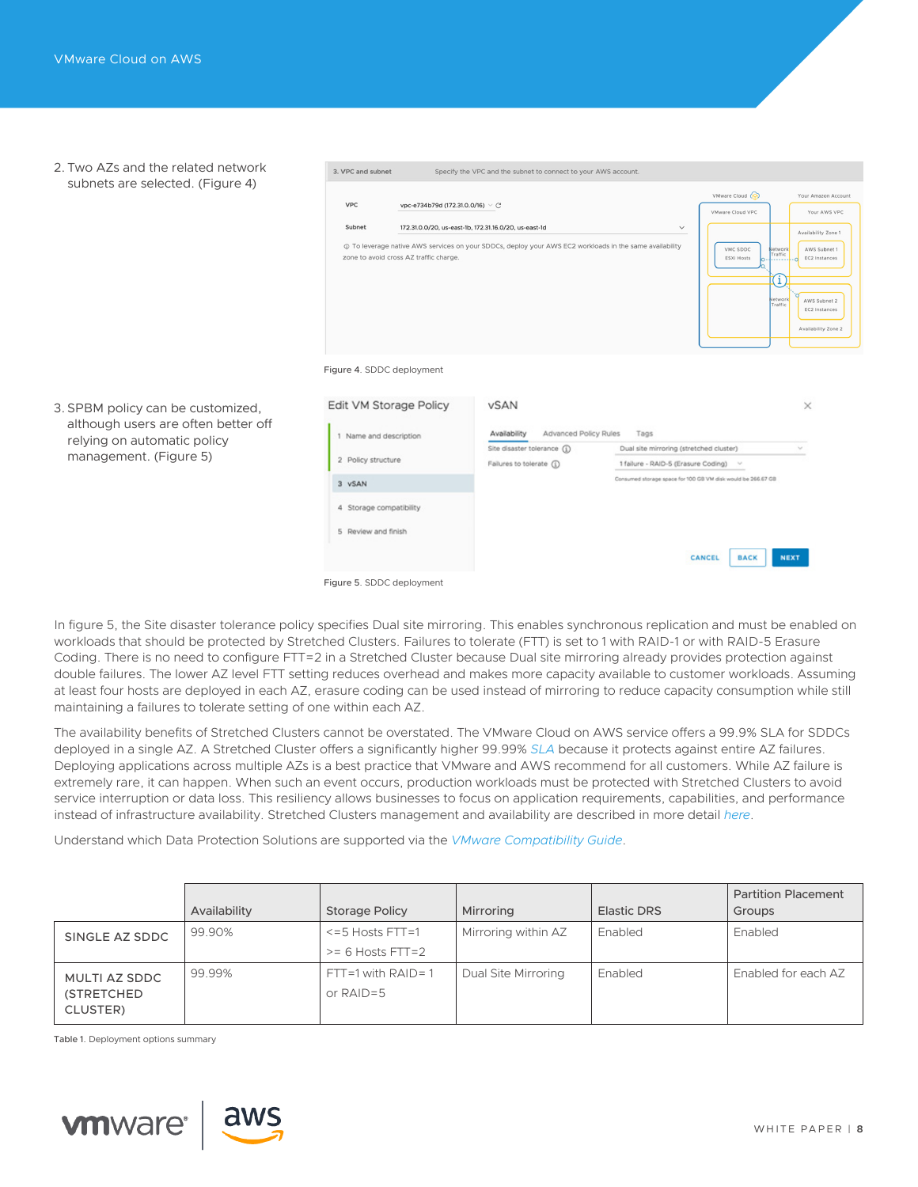2. Two AZs and the related network subnets are selected. (Figure 4)

Figure 4. SDDC deployment

3. SPBM policy can be customized, although users are often better off relying on automatic policy management. (Figure 5)

Figure 5. SDDC deployment

In figure 5, the Site disaster tolerance policy specifies Dual site mirroring. This enables synchronous replication and must be enabled on workloads that should be protected by Stretched Clusters. Failures to tolerate (FTT) is set to 1 with RAID-1 or with RAID-5 Erasure Coding. There is no need to configure FTT=2 in a Stretched Cluster because Dual site mirroring already provides protection against double failures. The lower AZ level FTT setting reduces overhead and makes more capacity available to customer workloads. Assuming at least four hosts are deployed in each AZ, erasure coding can be used instead of mirroring to reduce capacity consumption while still maintaining a failures to tolerate setting of one within each AZ.

The availability benefits of Stretched Clusters cannot be overstated. The VMware Cloud on AWS service offers a 99.9% SLA for SDDCs deployed in a single AZ. A Stretched Cluster offers a significantly higher 99.99% *SLA* because it protects against entire AZ failures. Deploying applications across multiple AZs is a best practice that VMware and AWS recommend for all customers. While AZ failure is extremely rare, it can happen. When such an event occurs, production workloads must be protected with Stretched Clusters to avoid service interruption or data loss. This resiliency allows businesses to focus on application requirements, capabilities, and performance instead of infrastructure availability. Stretched Clusters management and availability are described in more detail *here*.

Understand which Data Protection Solutions are supported via the *VMware Compatibility Guide*.

| | Availability | Storage Policy | Mirroring | Elastic DRS | Partition Placement Groups |
|---|---|---|---|---|---|
| SINGLE AZ SDDC | 99.90% | <=5 Hosts FTT=1<br>>= 6 Hosts FTT=2 | Mirroring within AZ | Enabled | Enabled |
| MULTI AZ SDDC (STRETCHED CLUSTER) | 99.99% | FTT=1 with RAID= 1<br>or RAID=5 | Dual Site Mirroring | Enabled | Enabled for each AZ |

Table 1. Deployment options summary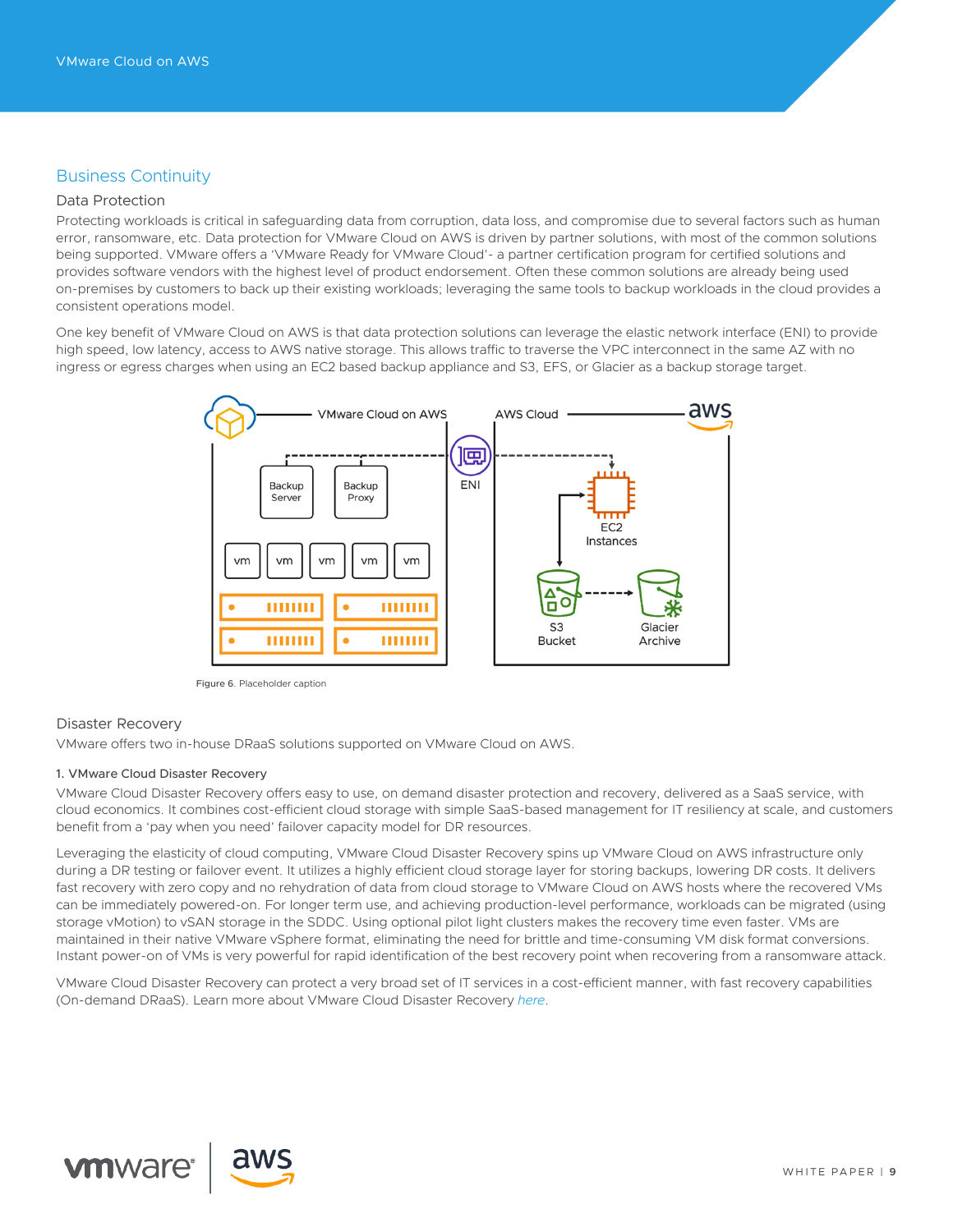## Business Continuity

### Data Protection

Protecting workloads is critical in safeguarding data from corruption, data loss, and compromise due to several factors such as human error, ransomware, etc. Data protection for VMware Cloud on AWS is driven by partner solutions, with most of the common solutions being supported. VMware offers a 'VMware Ready for VMware Cloud'- a partner certification program for certified solutions and provides software vendors with the highest level of product endorsement. Often these common solutions are already being used on-premises by customers to back up their existing workloads; leveraging the same tools to backup workloads in the cloud provides a consistent operations model.

One key benefit of VMware Cloud on AWS is that data protection solutions can leverage the elastic network interface (ENI) to provide high speed, low latency, access to AWS native storage. This allows traffic to traverse the VPC interconnect in the same AZ with no ingress or egress charges when using an EC2 based backup appliance and S3, EFS, or Glacier as a backup storage target.

**Figure 6.** Placeholder caption

### Disaster Recovery

VMware offers two in-house DRaaS solutions supported on VMware Cloud on AWS.

#### 1. VMware Cloud Disaster Recovery

VMware Cloud Disaster Recovery offers easy to use, on demand disaster protection and recovery, delivered as a SaaS service, with cloud economics. It combines cost-efficient cloud storage with simple SaaS-based management for IT resiliency at scale, and customers benefit from a 'pay when you need' failover capacity model for DR resources.

Leveraging the elasticity of cloud computing, VMware Cloud Disaster Recovery spins up VMware Cloud on AWS infrastructure only during a DR testing or failover event. It utilizes a highly efficient cloud storage layer for storing backups, lowering DR costs. It delivers fast recovery with zero copy and no rehydration of data from cloud storage to VMware Cloud on AWS hosts where the recovered VMs can be immediately powered-on. For longer term use, and achieving production-level performance, workloads can be migrated (using storage vMotion) to vSAN storage in the SDDC. Using optional pilot light clusters makes the recovery time even faster. VMs are maintained in their native VMware vSphere format, eliminating the need for brittle and time-consuming VM disk format conversions. Instant power-on of VMs is very powerful for rapid identification of the best recovery point when recovering from a ransomware attack.

VMware Cloud Disaster Recovery can protect a very broad set of IT services in a cost-efficient manner, with fast recovery capabilities (On-demand DRaaS). Learn more about VMware Cloud Disaster Recovery *here*.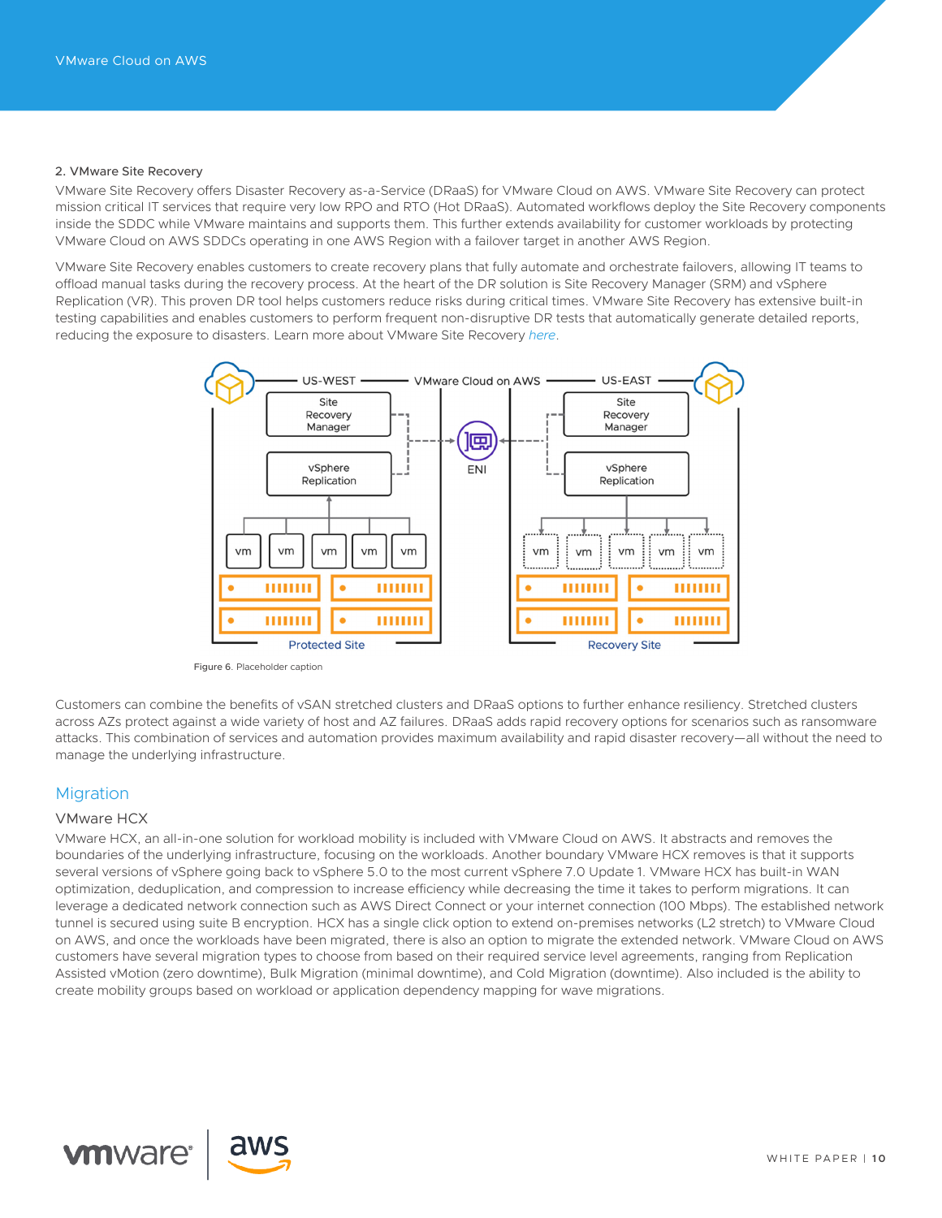2. VMware Site Recovery

VMware Site Recovery offers Disaster Recovery as-a-Service (DRaaS) for VMware Cloud on AWS. VMware Site Recovery can protect mission critical IT services that require very low RPO and RTO (Hot DRaaS). Automated workflows deploy the Site Recovery components inside the SDDC while VMware maintains and supports them. This further extends availability for customer workloads by protecting VMware Cloud on AWS SDDCs operating in one AWS Region with a failover target in another AWS Region.

VMware Site Recovery enables customers to create recovery plans that fully automate and orchestrate failovers, allowing IT teams to offload manual tasks during the recovery process. At the heart of the DR solution is Site Recovery Manager (SRM) and vSphere Replication (VR). This proven DR tool helps customers reduce risks during critical times. VMware Site Recovery has extensive built-in testing capabilities and enables customers to perform frequent non-disruptive DR tests that automatically generate detailed reports, reducing the exposure to disasters. Learn more about VMware Site Recovery *here*.

Figure 6. Placeholder caption

Customers can combine the benefits of vSAN stretched clusters and DRaaS options to further enhance resiliency. Stretched clusters across AZs protect against a wide variety of host and AZ failures. DRaaS adds rapid recovery options for scenarios such as ransomware attacks. This combination of services and automation provides maximum availability and rapid disaster recovery—all without the need to manage the underlying infrastructure.

## Migration

### VMware HCX

VMware HCX, an all-in-one solution for workload mobility is included with VMware Cloud on AWS. It abstracts and removes the boundaries of the underlying infrastructure, focusing on the workloads. Another boundary VMware HCX removes is that it supports several versions of vSphere going back to vSphere 5.0 to the most current vSphere 7.0 Update 1. VMware HCX has built-in WAN optimization, deduplication, and compression to increase efficiency while decreasing the time it takes to perform migrations. It can leverage a dedicated network connection such as AWS Direct Connect or your internet connection (100 Mbps). The established network tunnel is secured using suite B encryption. HCX has a single click option to extend on-premises networks (L2 stretch) to VMware Cloud on AWS, and once the workloads have been migrated, there is also an option to migrate the extended network. VMware Cloud on AWS customers have several migration types to choose from based on their required service level agreements, ranging from Replication Assisted vMotion (zero downtime), Bulk Migration (minimal downtime), and Cold Migration (downtime). Also included is the ability to create mobility groups based on workload or application dependency mapping for wave migrations.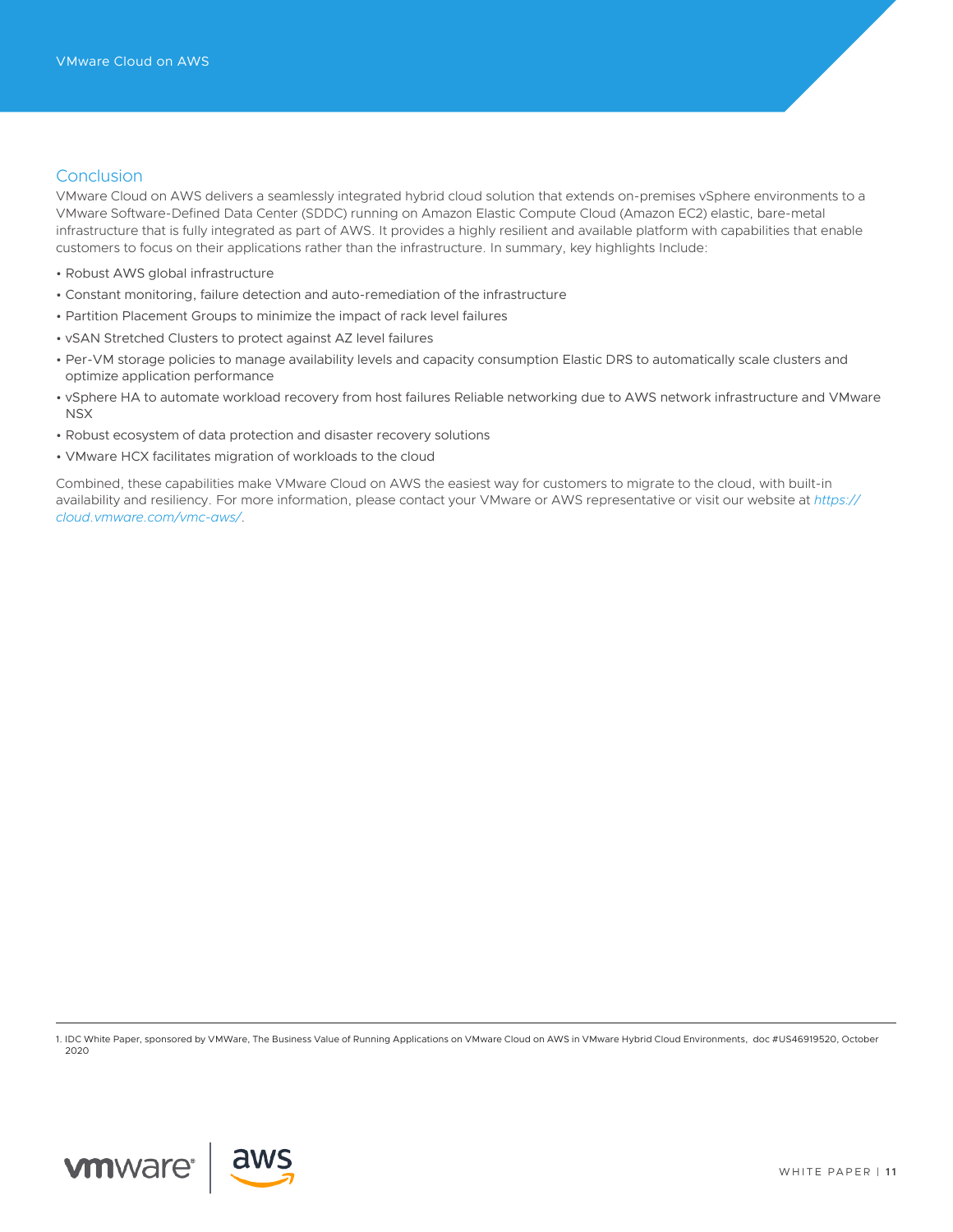## Conclusion

VMware Cloud on AWS delivers a seamlessly integrated hybrid cloud solution that extends on-premises vSphere environments to a VMware Software-Defined Data Center (SDDC) running on Amazon Elastic Compute Cloud (Amazon EC2) elastic, bare-metal infrastructure that is fully integrated as part of AWS. It provides a highly resilient and available platform with capabilities that enable customers to focus on their applications rather than the infrastructure. In summary, key highlights Include:

- Robust AWS global infrastructure
- Constant monitoring, failure detection and auto-remediation of the infrastructure
- Partition Placement Groups to minimize the impact of rack level failures
- vSAN Stretched Clusters to protect against AZ level failures
- Per-VM storage policies to manage availability levels and capacity consumption Elastic DRS to automatically scale clusters and optimize application performance
- vSphere HA to automate workload recovery from host failures Reliable networking due to AWS network infrastructure and VMware NSX
- Robust ecosystem of data protection and disaster recovery solutions
- VMware HCX facilitates migration of workloads to the cloud

Combined, these capabilities make VMware Cloud on AWS the easiest way for customers to migrate to the cloud, with built-in availability and resiliency. For more information, please contact your VMware or AWS representative or visit our website at *https://cloud.vmware.com/vmc-aws/*.

1. IDC White Paper, sponsored by VMWare, The Business Value of Running Applications on VMware Cloud on AWS in VMware Hybrid Cloud Environments, doc #US46919520, October 2020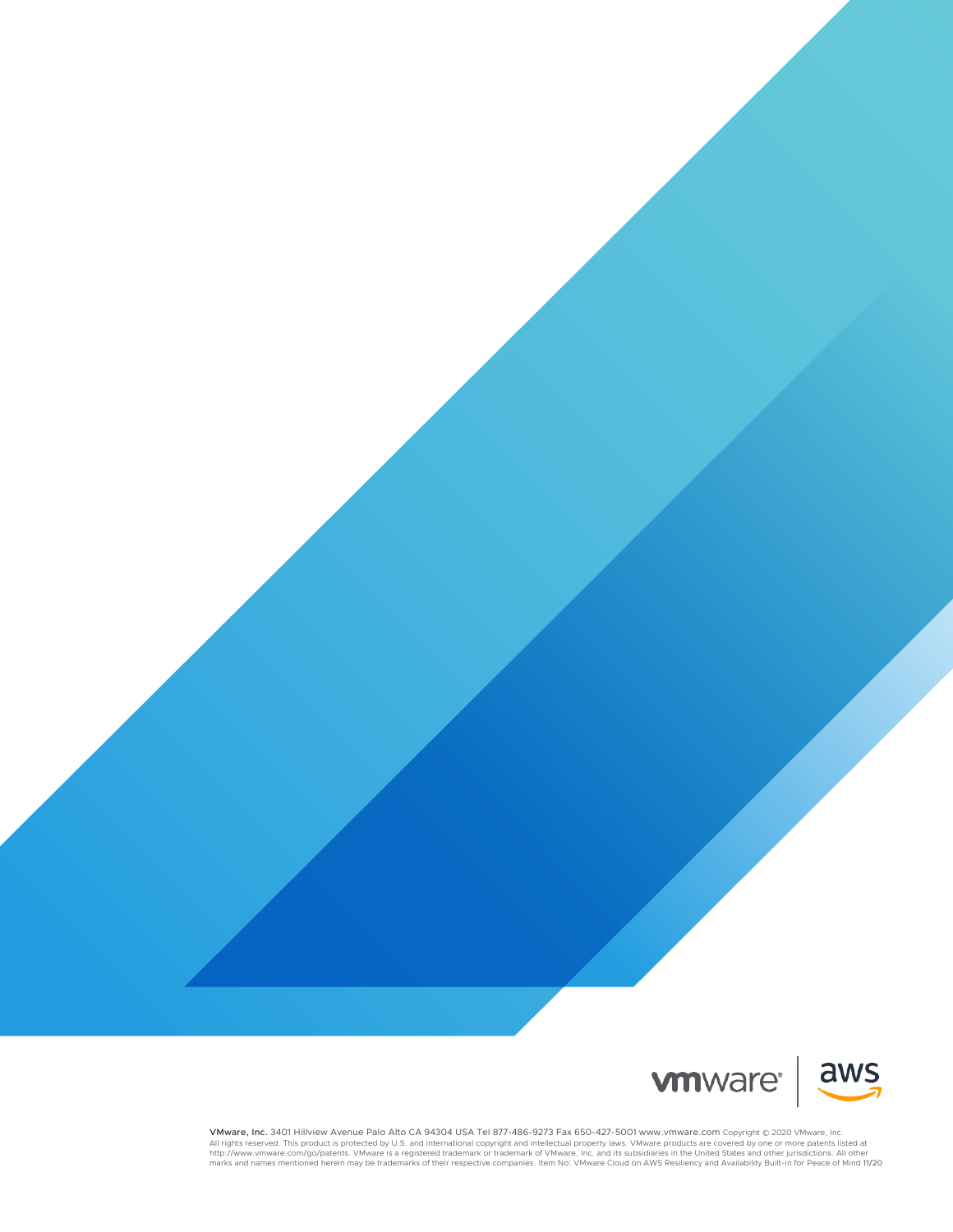**VMware, Inc.** 3401 Hillview Avenue Palo Alto CA 94304 USA Tel 877-486-9273 Fax 650-427-5001 www.vmware.com Copyright © 2020 VMware, Inc. All rights reserved. This product is protected by U.S. and international copyright and intellectual property laws. VMware products are covered by one or more patents listed at http://www.vmware.com/go/patents. VMware is a registered trademark or trademark of VMware, Inc. and its subsidiaries in the United States and other jurisdictions. All other marks and names mentioned herein may be trademarks of their respective companies. Item No: VMware Cloud on AWS Resiliency and Availability Built-in for Peace of Mind 11/20